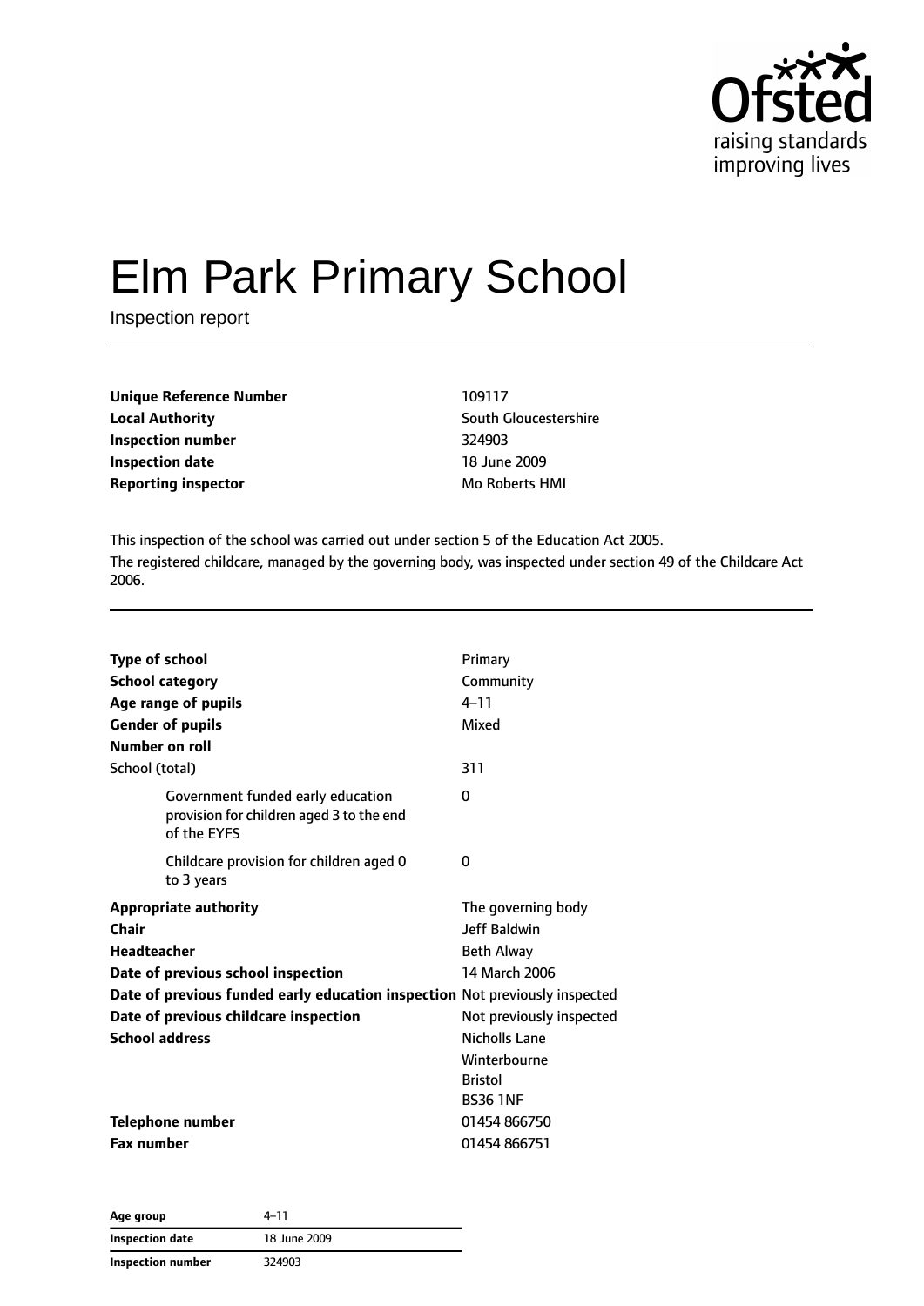# Elm Park Primary School

Inspection report

| | |
|---|---|
| **Unique Reference Number** | 109117 |
| **Local Authority** | South Gloucestershire |
| **Inspection number** | 324903 |
| **Inspection date** | 18 June 2009 |
| **Reporting inspector** | Mo Roberts HMI |

This inspection of the school was carried out under section 5 of the Education Act 2005.

The registered childcare, managed by the governing body, was inspected under section 49 of the Childcare Act 2006.

| | |
|---|---|
| **Type of school** | Primary |
| **School category** | Community |
| **Age range of pupils** | 4–11 |
| **Gender of pupils** | Mixed |
| **Number on roll** | |
| School (total) | 311 |
| Government funded early education provision for children aged 3 to the end of the EYFS | 0 |
| Childcare provision for children aged 0 to 3 years | 0 |
| **Appropriate authority** | The governing body |
| **Chair** | Jeff Baldwin |
| **Headteacher** | Beth Alway |
| **Date of previous school inspection** | 14 March 2006 |
| **Date of previous funded early education inspection** | Not previously inspected |
| **Date of previous childcare inspection** | Not previously inspected |
| **School address** | Nicholls Lane<br>Winterbourne<br>Bristol<br>BS36 1NF |
| **Telephone number** | 01454 866750 |
| **Fax number** | 01454 866751 |

| **Age group** | 4–11 |
|---|---|
| **Inspection date** | 18 June 2009 |
| **Inspection number** | 324903 |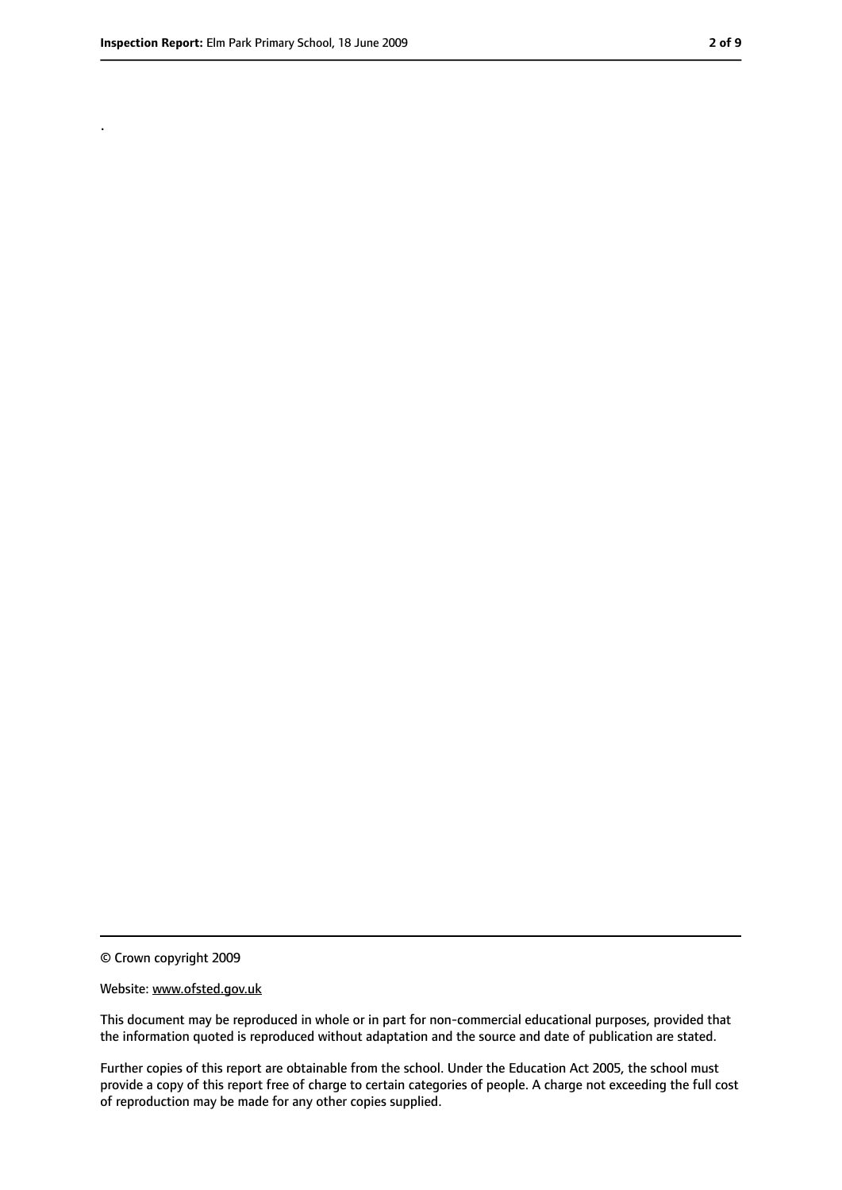.

© Crown copyright 2009

Website: www.ofsted.gov.uk

This document may be reproduced in whole or in part for non-commercial educational purposes, provided that the information quoted is reproduced without adaptation and the source and date of publication are stated.

Further copies of this report are obtainable from the school. Under the Education Act 2005, the school must provide a copy of this report free of charge to certain categories of people. A charge not exceeding the full cost of reproduction may be made for any other copies supplied.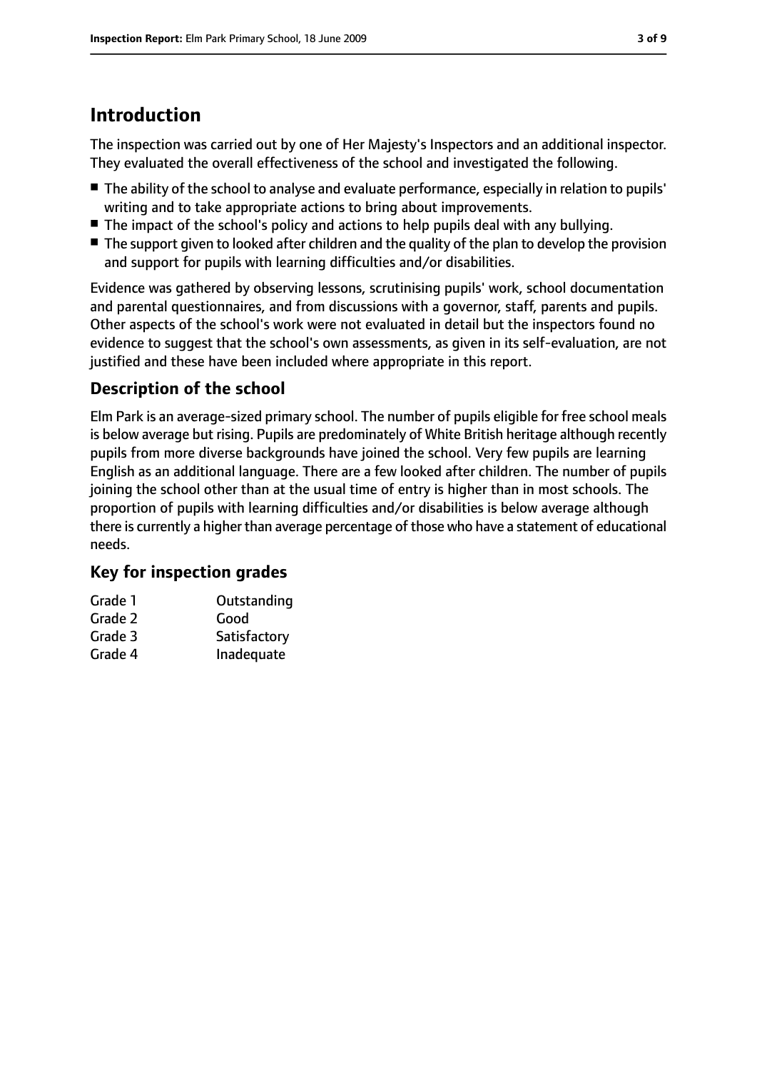# Introduction

The inspection was carried out by one of Her Majesty's Inspectors and an additional inspector. They evaluated the overall effectiveness of the school and investigated the following.

- The ability of the school to analyse and evaluate performance, especially in relation to pupils' writing and to take appropriate actions to bring about improvements.
- The impact of the school's policy and actions to help pupils deal with any bullying.
- The support given to looked after children and the quality of the plan to develop the provision and support for pupils with learning difficulties and/or disabilities.

Evidence was gathered by observing lessons, scrutinising pupils' work, school documentation and parental questionnaires, and from discussions with a governor, staff, parents and pupils. Other aspects of the school's work were not evaluated in detail but the inspectors found no evidence to suggest that the school's own assessments, as given in its self-evaluation, are not justified and these have been included where appropriate in this report.

## Description of the school

Elm Park is an average-sized primary school. The number of pupils eligible for free school meals is below average but rising. Pupils are predominately of White British heritage although recently pupils from more diverse backgrounds have joined the school. Very few pupils are learning English as an additional language. There are a few looked after children. The number of pupils joining the school other than at the usual time of entry is higher than in most schools. The proportion of pupils with learning difficulties and/or disabilities is below average although there is currently a higher than average percentage of those who have a statement of educational needs.

## Key for inspection grades

| | |
|---|---|
| Grade 1 | Outstanding |
| Grade 2 | Good |
| Grade 3 | Satisfactory |
| Grade 4 | Inadequate |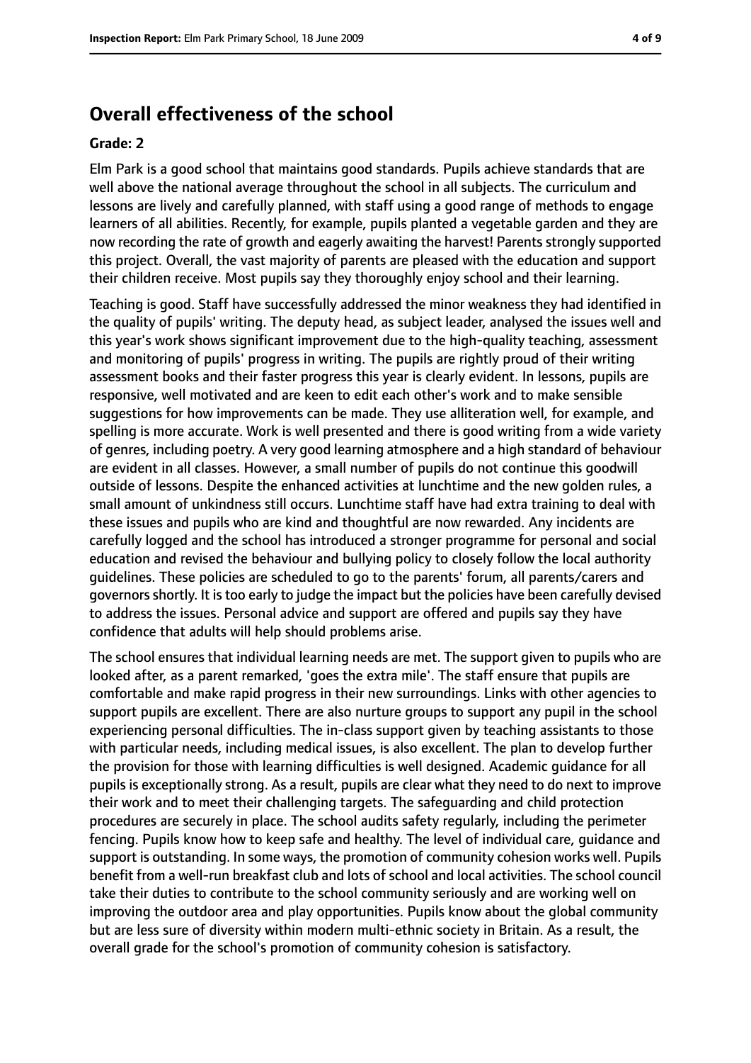## Overall effectiveness of the school

**Grade: 2**

Elm Park is a good school that maintains good standards. Pupils achieve standards that are well above the national average throughout the school in all subjects. The curriculum and lessons are lively and carefully planned, with staff using a good range of methods to engage learners of all abilities. Recently, for example, pupils planted a vegetable garden and they are now recording the rate of growth and eagerly awaiting the harvest! Parents strongly supported this project. Overall, the vast majority of parents are pleased with the education and support their children receive. Most pupils say they thoroughly enjoy school and their learning.

Teaching is good. Staff have successfully addressed the minor weakness they had identified in the quality of pupils' writing. The deputy head, as subject leader, analysed the issues well and this year's work shows significant improvement due to the high-quality teaching, assessment and monitoring of pupils' progress in writing. The pupils are rightly proud of their writing assessment books and their faster progress this year is clearly evident. In lessons, pupils are responsive, well motivated and are keen to edit each other's work and to make sensible suggestions for how improvements can be made. They use alliteration well, for example, and spelling is more accurate. Work is well presented and there is good writing from a wide variety of genres, including poetry. A very good learning atmosphere and a high standard of behaviour are evident in all classes. However, a small number of pupils do not continue this goodwill outside of lessons. Despite the enhanced activities at lunchtime and the new golden rules, a small amount of unkindness still occurs. Lunchtime staff have had extra training to deal with these issues and pupils who are kind and thoughtful are now rewarded. Any incidents are carefully logged and the school has introduced a stronger programme for personal and social education and revised the behaviour and bullying policy to closely follow the local authority guidelines. These policies are scheduled to go to the parents' forum, all parents/carers and governors shortly. It is too early to judge the impact but the policies have been carefully devised to address the issues. Personal advice and support are offered and pupils say they have confidence that adults will help should problems arise.

The school ensures that individual learning needs are met. The support given to pupils who are looked after, as a parent remarked, 'goes the extra mile'. The staff ensure that pupils are comfortable and make rapid progress in their new surroundings. Links with other agencies to support pupils are excellent. There are also nurture groups to support any pupil in the school experiencing personal difficulties. The in-class support given by teaching assistants to those with particular needs, including medical issues, is also excellent. The plan to develop further the provision for those with learning difficulties is well designed. Academic guidance for all pupils is exceptionally strong. As a result, pupils are clear what they need to do next to improve their work and to meet their challenging targets. The safeguarding and child protection procedures are securely in place. The school audits safety regularly, including the perimeter fencing. Pupils know how to keep safe and healthy. The level of individual care, guidance and support is outstanding. In some ways, the promotion of community cohesion works well. Pupils benefit from a well-run breakfast club and lots of school and local activities. The school council take their duties to contribute to the school community seriously and are working well on improving the outdoor area and play opportunities. Pupils know about the global community but are less sure of diversity within modern multi-ethnic society in Britain. As a result, the overall grade for the school's promotion of community cohesion is satisfactory.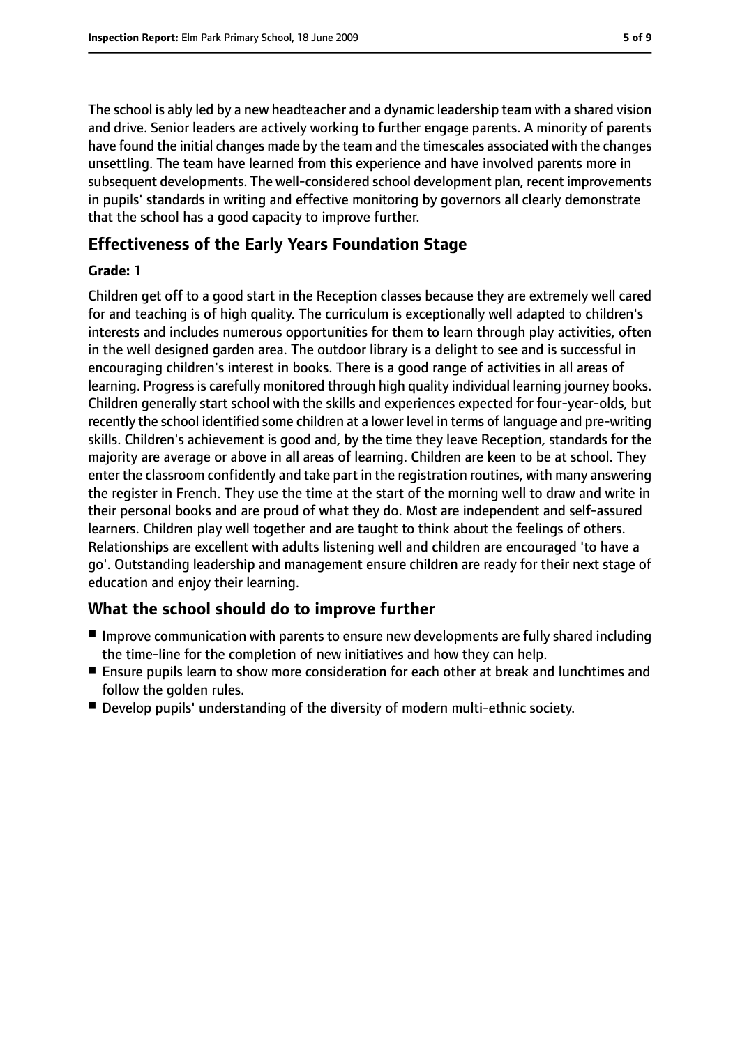The school is ably led by a new headteacher and a dynamic leadership team with a shared vision and drive. Senior leaders are actively working to further engage parents. A minority of parents have found the initial changes made by the team and the timescales associated with the changes unsettling. The team have learned from this experience and have involved parents more in subsequent developments. The well-considered school development plan, recent improvements in pupils' standards in writing and effective monitoring by governors all clearly demonstrate that the school has a good capacity to improve further.

## Effectiveness of the Early Years Foundation Stage

**Grade: 1**

Children get off to a good start in the Reception classes because they are extremely well cared for and teaching is of high quality. The curriculum is exceptionally well adapted to children's interests and includes numerous opportunities for them to learn through play activities, often in the well designed garden area. The outdoor library is a delight to see and is successful in encouraging children's interest in books. There is a good range of activities in all areas of learning. Progress is carefully monitored through high quality individual learning journey books. Children generally start school with the skills and experiences expected for four-year-olds, but recently the school identified some children at a lower level in terms of language and pre-writing skills. Children's achievement is good and, by the time they leave Reception, standards for the majority are average or above in all areas of learning. Children are keen to be at school. They enter the classroom confidently and take part in the registration routines, with many answering the register in French. They use the time at the start of the morning well to draw and write in their personal books and are proud of what they do. Most are independent and self-assured learners. Children play well together and are taught to think about the feelings of others. Relationships are excellent with adults listening well and children are encouraged 'to have a go'. Outstanding leadership and management ensure children are ready for their next stage of education and enjoy their learning.

## What the school should do to improve further

- Improve communication with parents to ensure new developments are fully shared including the time-line for the completion of new initiatives and how they can help.
- Ensure pupils learn to show more consideration for each other at break and lunchtimes and follow the golden rules.
- Develop pupils' understanding of the diversity of modern multi-ethnic society.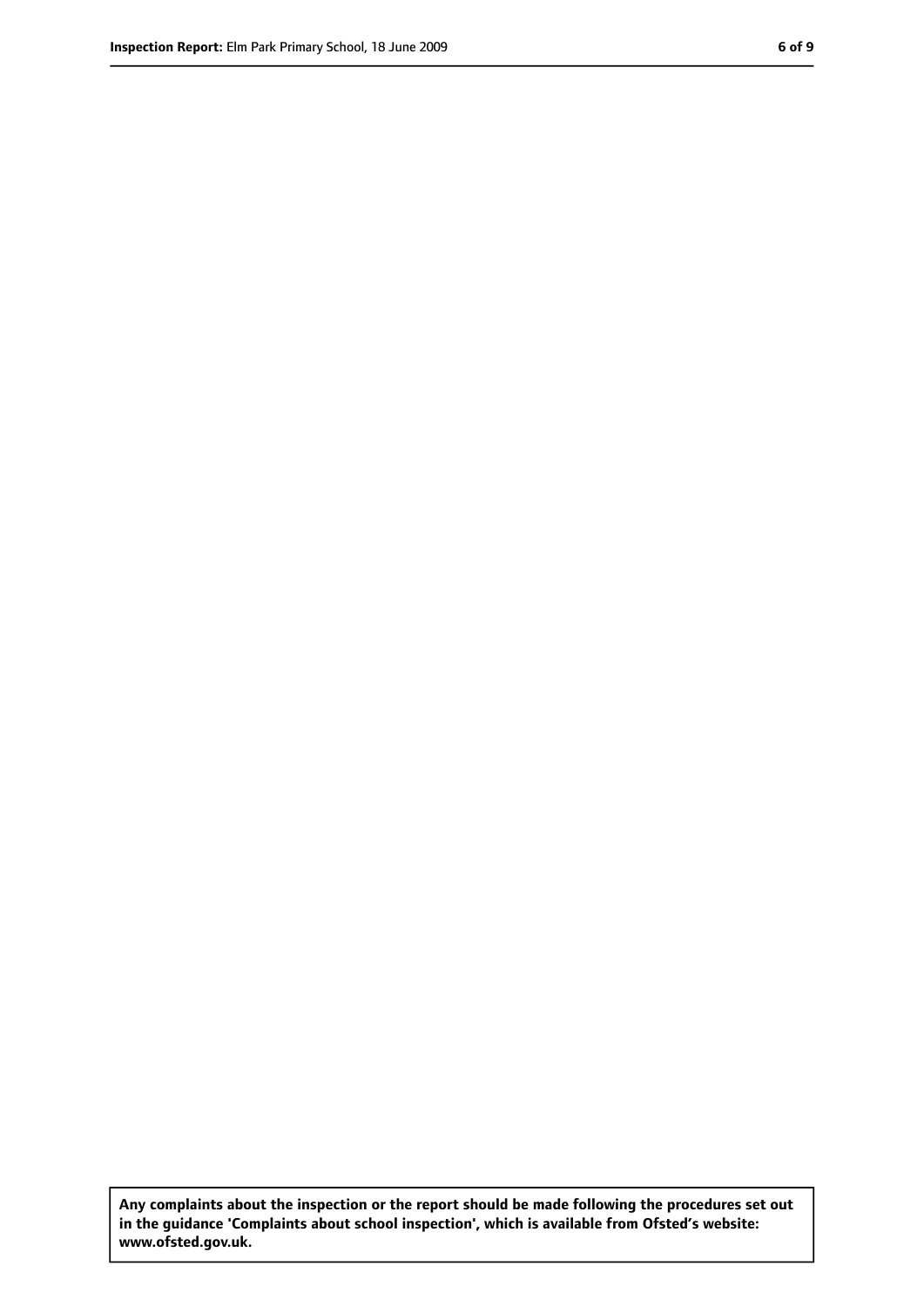Any complaints about the inspection or the report should be made following the procedures set out in the guidance 'Complaints about school inspection', which is available from Ofsted's website: www.ofsted.gov.uk.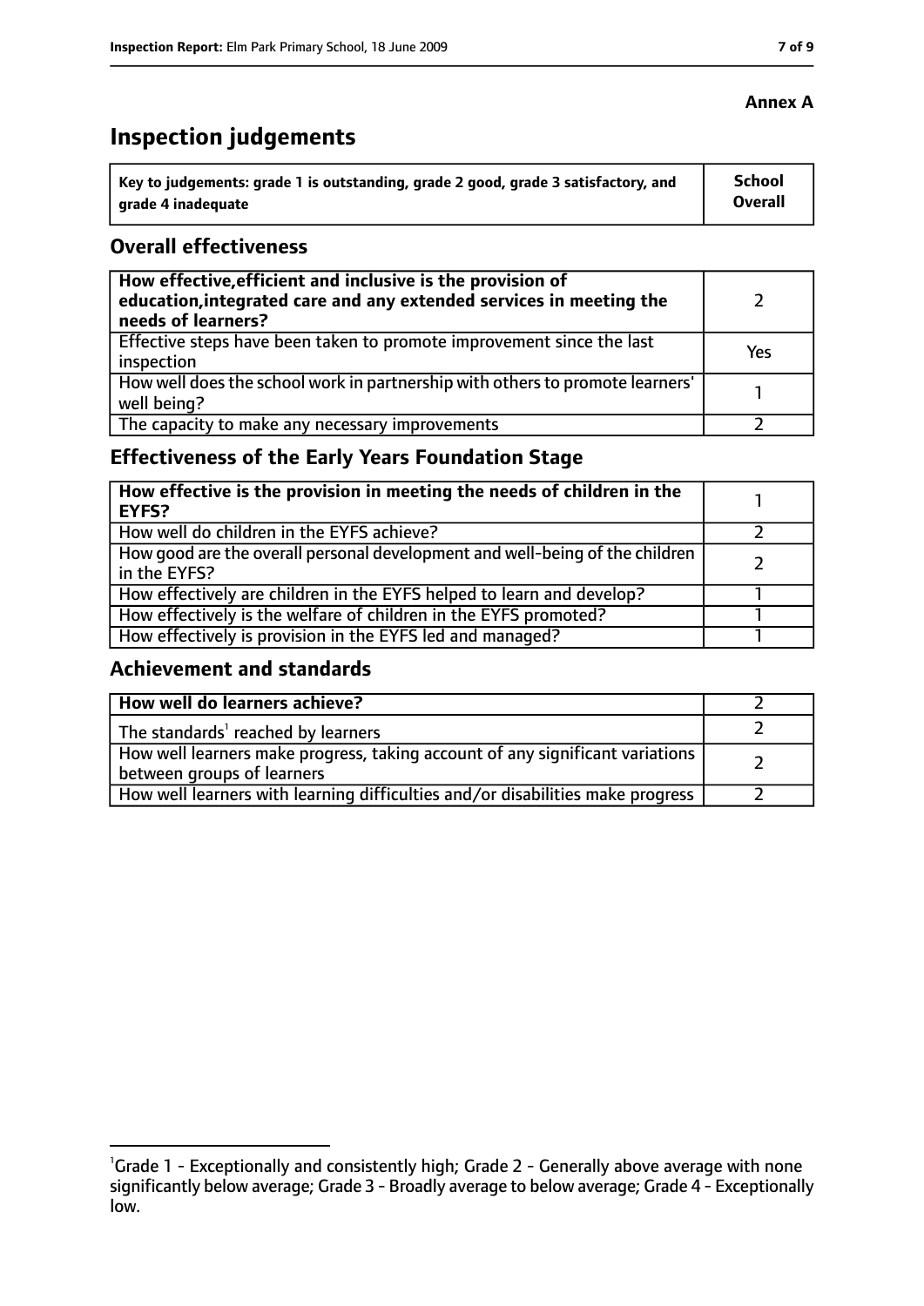**Annex A**

# Inspection judgements

| Key to judgements: grade 1 is outstanding, grade 2 good, grade 3 satisfactory, and grade 4 inadequate | School Overall |
|---|---|

## Overall effectiveness

| | |
|---|---|
| **How effective, efficient and inclusive is the provision of education, integrated care and any extended services in meeting the needs of learners?** | 2 |
| Effective steps have been taken to promote improvement since the last inspection | Yes |
| How well does the school work in partnership with others to promote learners' well being? | 1 |
| The capacity to make any necessary improvements | 2 |

## Effectiveness of the Early Years Foundation Stage

| | |
|---|---|
| **How effective is the provision in meeting the needs of children in the EYFS?** | 1 |
| How well do children in the EYFS achieve? | 2 |
| How good are the overall personal development and well-being of the children in the EYFS? | 2 |
| How effectively are children in the EYFS helped to learn and develop? | 1 |
| How effectively is the welfare of children in the EYFS promoted? | 1 |
| How effectively is provision in the EYFS led and managed? | 1 |

## Achievement and standards

| | |
|---|---|
| **How well do learners achieve?** | 2 |
| The standards[1] reached by learners | 2 |
| How well learners make progress, taking account of any significant variations between groups of learners | 2 |
| How well learners with learning difficulties and/or disabilities make progress | 2 |

[1]Grade 1 - Exceptionally and consistently high; Grade 2 - Generally above average with none significantly below average; Grade 3 - Broadly average to below average; Grade 4 - Exceptionally low.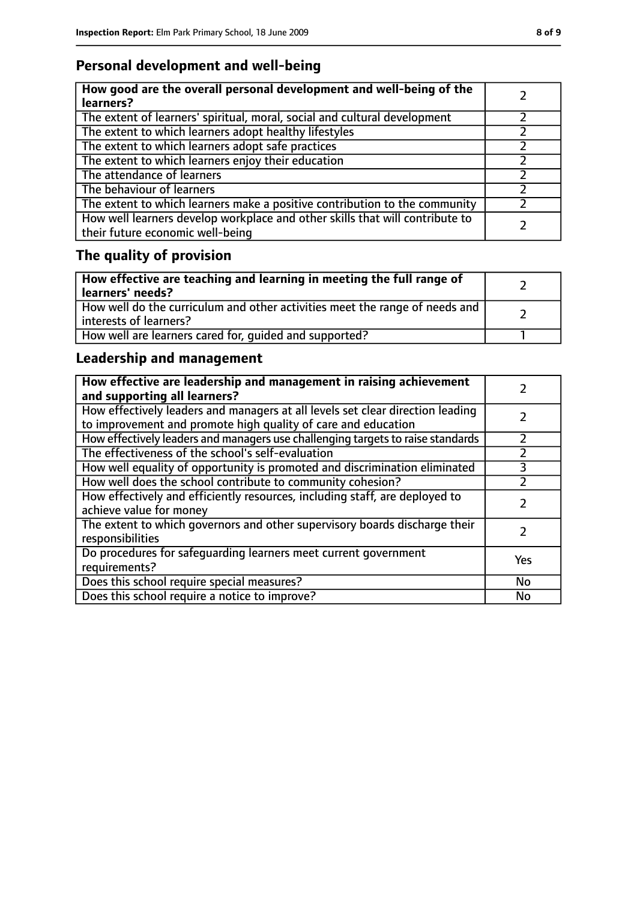## Personal development and well-being

| How good are the overall personal development and well-being of the learners? | 2 |
|---|---|
| The extent of learners' spiritual, moral, social and cultural development | 2 |
| The extent to which learners adopt healthy lifestyles | 2 |
| The extent to which learners adopt safe practices | 2 |
| The extent to which learners enjoy their education | 2 |
| The attendance of learners | 2 |
| The behaviour of learners | 2 |
| The extent to which learners make a positive contribution to the community | 2 |
| How well learners develop workplace and other skills that will contribute to their future economic well-being | 2 |

## The quality of provision

| How effective are teaching and learning in meeting the full range of learners' needs? | 2 |
|---|---|
| How well do the curriculum and other activities meet the range of needs and interests of learners? | 2 |
| How well are learners cared for, guided and supported? | 1 |

## Leadership and management

| How effective are leadership and management in raising achievement and supporting all learners? | 2 |
|---|---|
| How effectively leaders and managers at all levels set clear direction leading to improvement and promote high quality of care and education | 2 |
| How effectively leaders and managers use challenging targets to raise standards | 2 |
| The effectiveness of the school's self-evaluation | 2 |
| How well equality of opportunity is promoted and discrimination eliminated | 3 |
| How well does the school contribute to community cohesion? | 2 |
| How effectively and efficiently resources, including staff, are deployed to achieve value for money | 2 |
| The extent to which governors and other supervisory boards discharge their responsibilities | 2 |
| Do procedures for safeguarding learners meet current government requirements? | Yes |
| Does this school require special measures? | No |
| Does this school require a notice to improve? | No |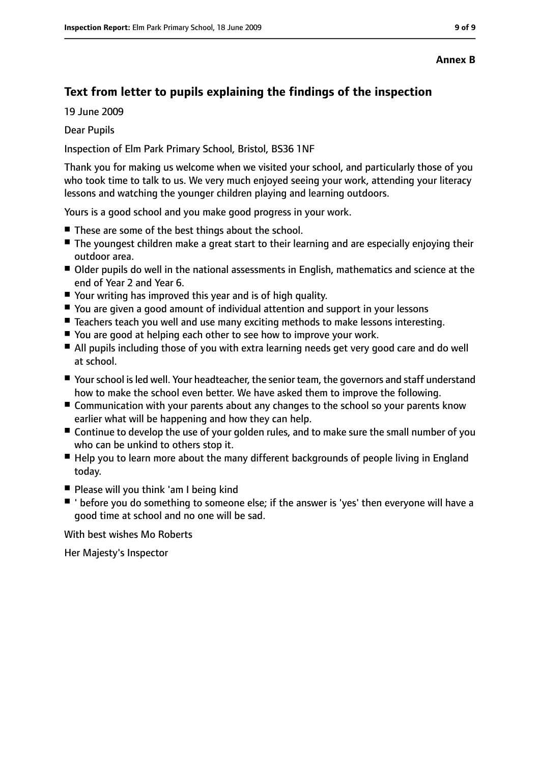**Annex B**

## Text from letter to pupils explaining the findings of the inspection

19 June 2009

Dear Pupils

Inspection of Elm Park Primary School, Bristol, BS36 1NF

Thank you for making us welcome when we visited your school, and particularly those of you who took time to talk to us. We very much enjoyed seeing your work, attending your literacy lessons and watching the younger children playing and learning outdoors.

Yours is a good school and you make good progress in your work.

- These are some of the best things about the school.
- The youngest children make a great start to their learning and are especially enjoying their outdoor area.
- Older pupils do well in the national assessments in English, mathematics and science at the end of Year 2 and Year 6.
- Your writing has improved this year and is of high quality.
- You are given a good amount of individual attention and support in your lessons
- Teachers teach you well and use many exciting methods to make lessons interesting.
- You are good at helping each other to see how to improve your work.
- All pupils including those of you with extra learning needs get very good care and do well at school.

- Your school is led well. Your headteacher, the senior team, the governors and staff understand how to make the school even better. We have asked them to improve the following.
- Communication with your parents about any changes to the school so your parents know earlier what will be happening and how they can help.
- Continue to develop the use of your golden rules, and to make sure the small number of you who can be unkind to others stop it.
- Help you to learn more about the many different backgrounds of people living in England today.

- Please will you think 'am I being kind
- ' before you do something to someone else; if the answer is 'yes' then everyone will have a good time at school and no one will be sad.

With best wishes Mo Roberts

Her Majesty's Inspector